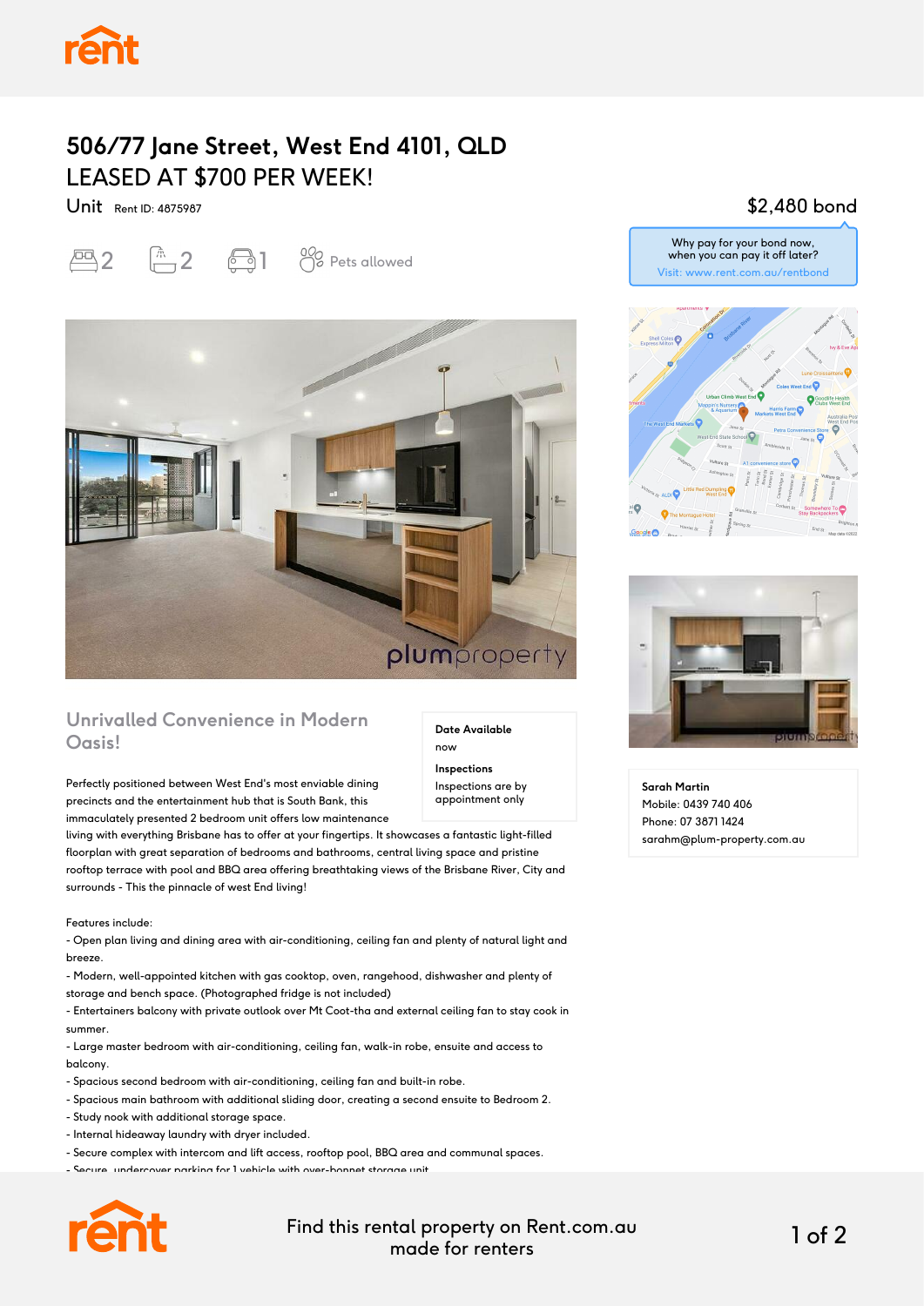# 506/77 Jane Street, West End 4101, QLD

## LEASED AT $700 PER WEEK!

Unit Rent ID: 4875987

$2,480 bond

Why pay for your bond now, when you can pay it off later?
Visit: www.rent.com.au/rentbond

2 2 1 Pets allowed

### Unrivalled Convenience in Modern Oasis!

**Date Available**
now

**Inspections**
Inspections are by appointment only

Perfectly positioned between West End's most enviable dining precincts and the entertainment hub that is South Bank, this immaculately presented 2 bedroom unit offers low maintenance living with everything Brisbane has to offer at your fingertips. It showcases a fantastic light-filled floorplan with great separation of bedrooms and bathrooms, central living space and pristine rooftop terrace with pool and BBQ area offering breathtaking views of the Brisbane River, City and surrounds - This the pinnacle of west End living!

Features include:
- Open plan living and dining area with air-conditioning, ceiling fan and plenty of natural light and breeze.
- Modern, well-appointed kitchen with gas cooktop, oven, rangehood, dishwasher and plenty of storage and bench space. (Photographed fridge is not included)
- Entertainers balcony with private outlook over Mt Coot-tha and external ceiling fan to stay cook in summer.
- Large master bedroom with air-conditioning, ceiling fan, walk-in robe, ensuite and access to balcony.
- Spacious second bedroom with air-conditioning, ceiling fan and built-in robe.
- Spacious main bathroom with additional sliding door, creating a second ensuite to Bedroom 2.
- Study nook with additional storage space.
- Internal hideaway laundry with dryer included.
- Secure complex with intercom and lift access, rooftop pool, BBQ area and communal spaces.
- Secure, undercover parking for 1 vehicle with over-bonnet storage unit

**Sarah Martin**
Mobile: 0439 740 406
Phone: 07 3871 1424
sarahm@plum-property.com.au

Find this rental property on Rent.com.au made for renters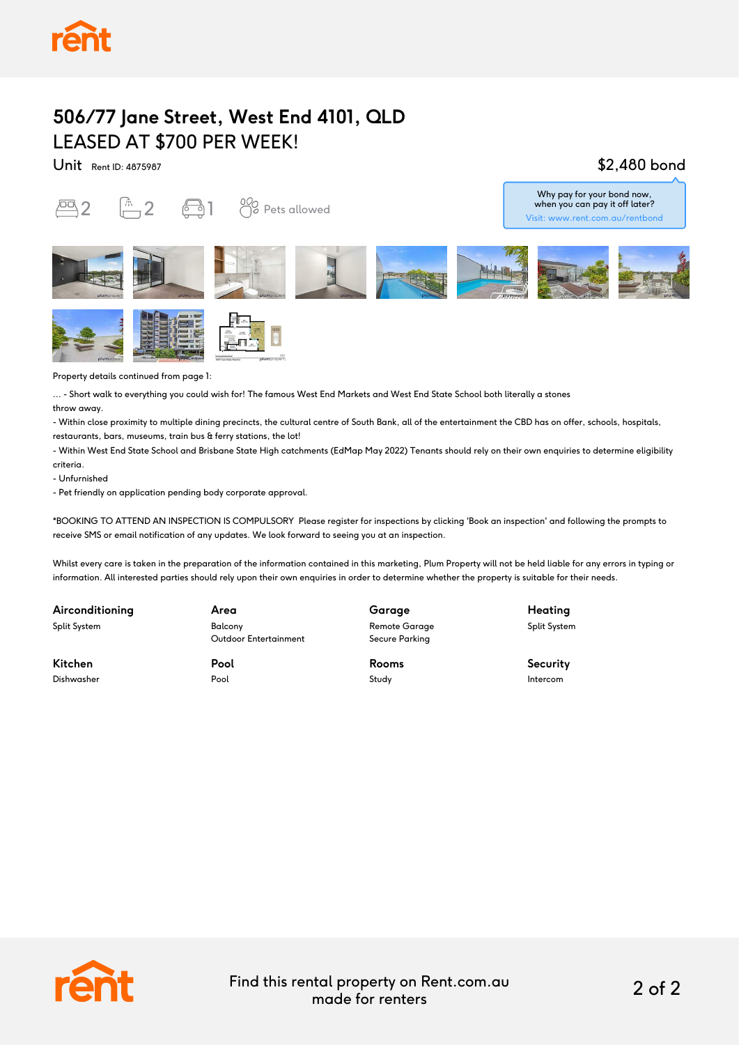# 506/77 Jane Street, West End 4101, QLD

LEASED AT $700 PER WEEK!

Unit Rent ID: 4875987

$2,480 bond

Why pay for your bond now, when you can pay it off later?
Visit: www.rent.com.au/rentbond

2 2 1 Pets allowed

Property details continued from page 1:

... - Short walk to everything you could wish for! The famous West End Markets and West End State School both literally a stones throw away.

- Within close proximity to multiple dining precincts, the cultural centre of South Bank, all of the entertainment the CBD has on offer, schools, hospitals, restaurants, bars, museums, train bus & ferry stations, the lot!
- Within West End State School and Brisbane State High catchments (EdMap May 2022) Tenants should rely on their own enquiries to determine eligibility criteria.
- Unfurnished
- Pet friendly on application pending body corporate approval.

*BOOKING TO ATTEND AN INSPECTION IS COMPULSORY Please register for inspections by clicking 'Book an inspection' and following the prompts to receive SMS or email notification of any updates. We look forward to seeing you at an inspection.

Whilst every care is taken in the preparation of the information contained in this marketing, Plum Property will not be held liable for any errors in typing or information. All interested parties should rely upon their own enquiries in order to determine whether the property is suitable for their needs.

### Airconditioning
Split System

### Area
Balcony
Outdoor Entertainment

### Garage
Remote Garage
Secure Parking

### Heating
Split System

### Kitchen
Dishwasher

### Pool
Pool

### Rooms
Study

### Security
Intercom

Find this rental property on Rent.com.au made for renters